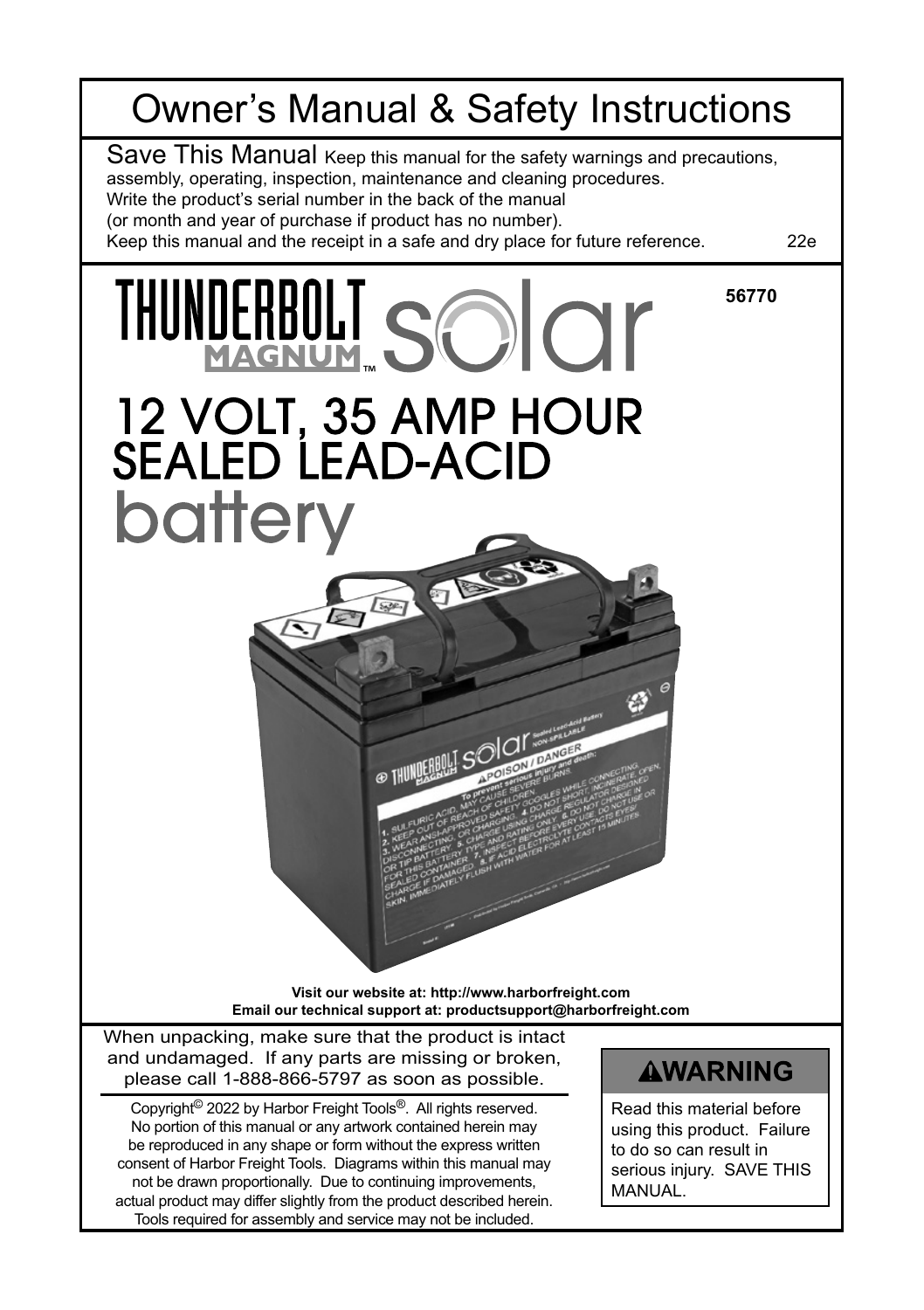# Owner's Manual & Safety Instructions

**Save This Manual** Keep this manual for the safety warnings and precautions, assembly, operating, inspection, maintenance and cleaning procedures. Write the product's serial number in the back of the manual (or month and year of purchase if product has no number). Keep this manual and the receipt in a safe and dry place for future reference. 22e

**THUNDERBOLT MAGNUM™ solar**

**56770**

# 12 VOLT, 35 AMP HOUR SEALED LEAD-ACID battery

**Visit our website at: http://www.harborfreight.com**
**Email our technical support at: productsupport@harborfreight.com**

When unpacking, make sure that the product is intact and undamaged. If any parts are missing or broken, please call 1-888-866-5797 as soon as possible.

Copyright© 2022 by Harbor Freight Tools®. All rights reserved. No portion of this manual or any artwork contained herein may be reproduced in any shape or form without the express written consent of Harbor Freight Tools. Diagrams within this manual may not be drawn proportionally. Due to continuing improvements, actual product may differ slightly from the product described herein. Tools required for assembly and service may not be included.

**⚠WARNING**

Read this material before using this product. Failure to do so can result in serious injury. SAVE THIS MANUAL.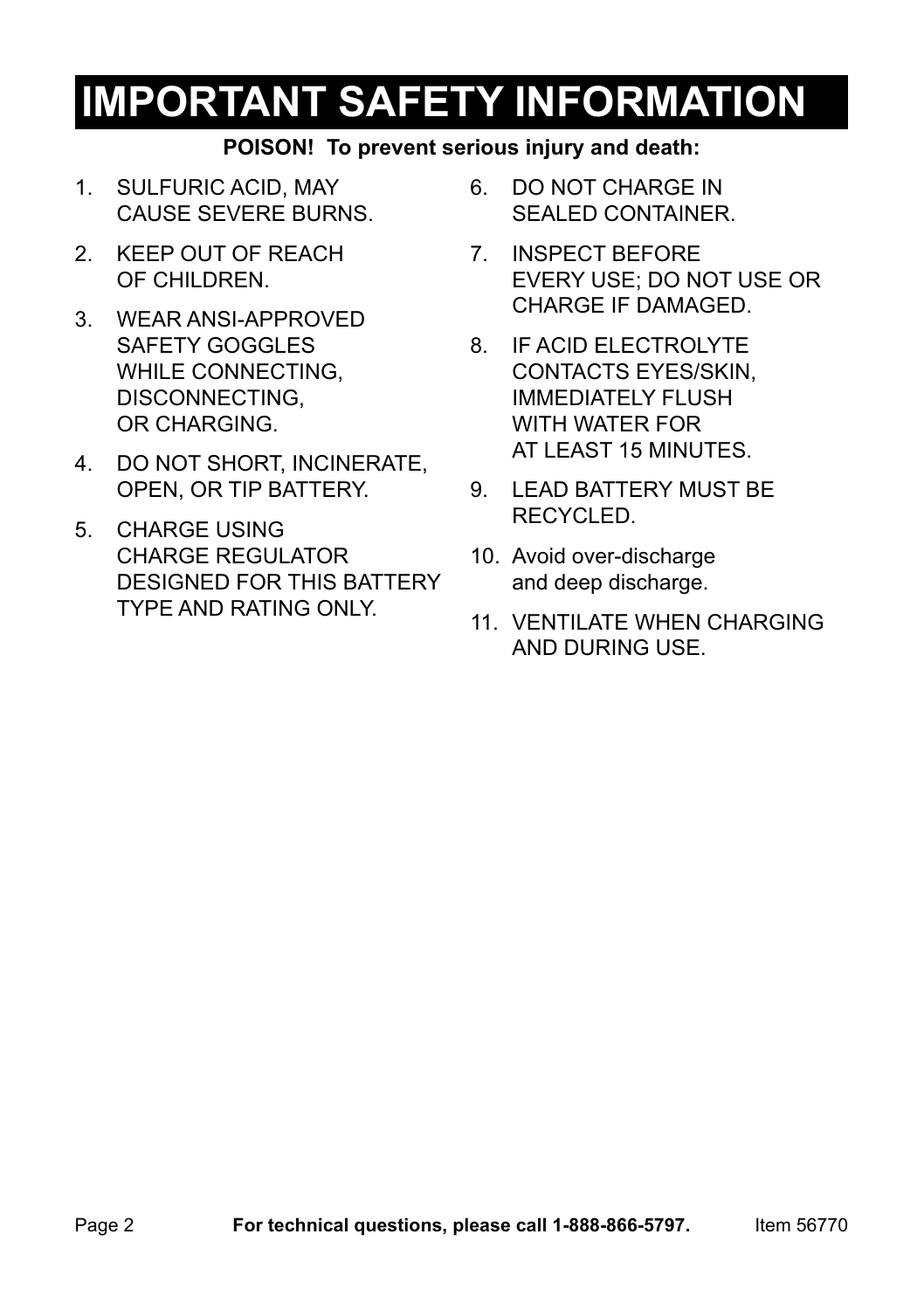# IMPORTANT SAFETY INFORMATION

**POISON! To prevent serious injury and death:**

1. SULFURIC ACID, MAY CAUSE SEVERE BURNS.
2. KEEP OUT OF REACH OF CHILDREN.
3. WEAR ANSI-APPROVED SAFETY GOGGLES WHILE CONNECTING, DISCONNECTING, OR CHARGING.
4. DO NOT SHORT, INCINERATE, OPEN, OR TIP BATTERY.
5. CHARGE USING CHARGE REGULATOR DESIGNED FOR THIS BATTERY TYPE AND RATING ONLY.
6. DO NOT CHARGE IN SEALED CONTAINER.
7. INSPECT BEFORE EVERY USE; DO NOT USE OR CHARGE IF DAMAGED.
8. IF ACID ELECTROLYTE CONTACTS EYES/SKIN, IMMEDIATELY FLUSH WITH WATER FOR AT LEAST 15 MINUTES.
9. LEAD BATTERY MUST BE RECYCLED.
10. Avoid over-discharge and deep discharge.
11. VENTILATE WHEN CHARGING AND DURING USE.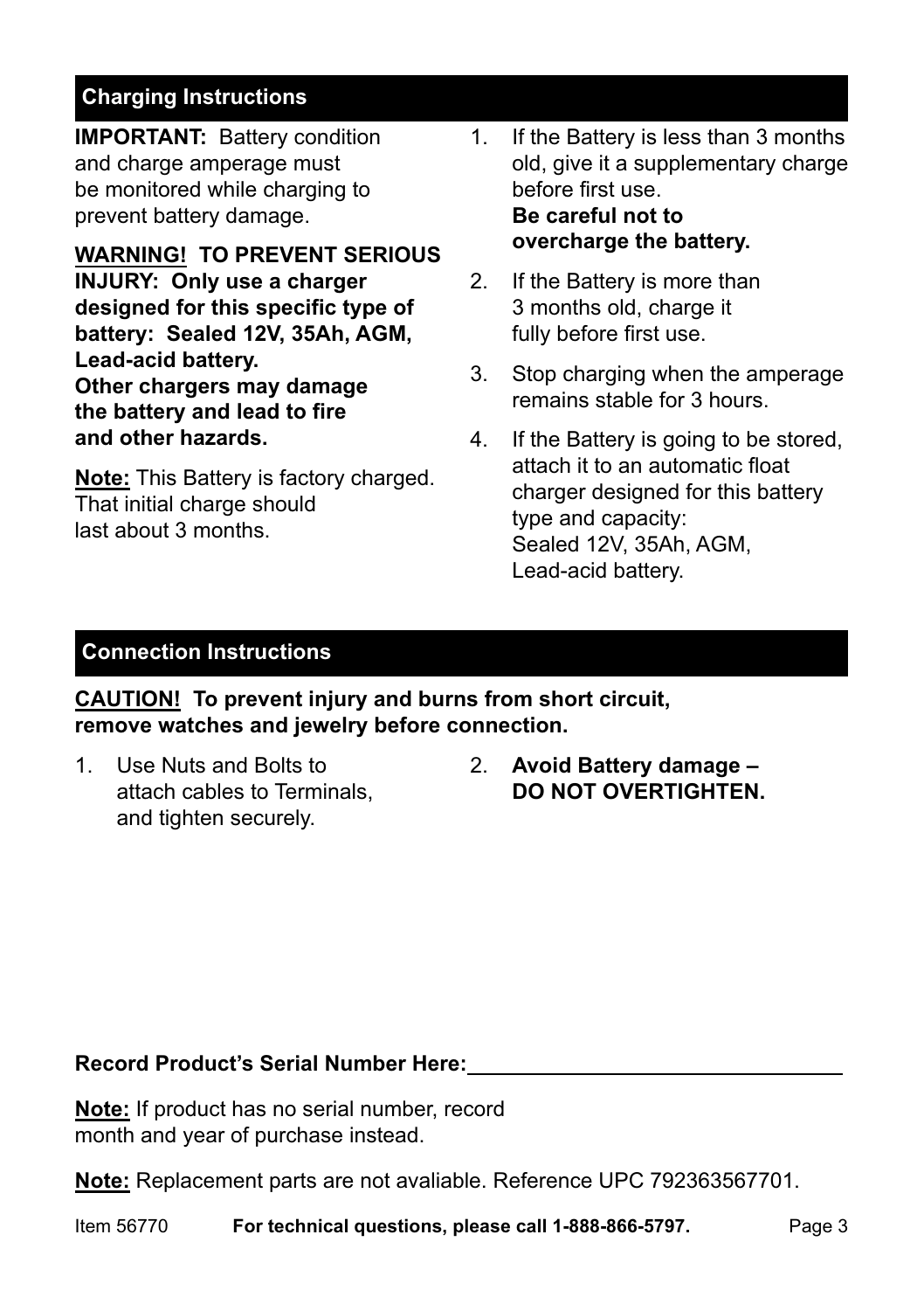## Charging Instructions

**IMPORTANT:** Battery condition and charge amperage must be monitored while charging to prevent battery damage.

**WARNING! TO PREVENT SERIOUS INJURY: Only use a charger designed for this specific type of battery: Sealed 12V, 35Ah, AGM, Lead-acid battery. Other chargers may damage the battery and lead to fire and other hazards.**

**Note:** This Battery is factory charged. That initial charge should last about 3 months.

1. If the Battery is less than 3 months old, give it a supplementary charge before first use. **Be careful not to overcharge the battery.**
2. If the Battery is more than 3 months old, charge it fully before first use.
3. Stop charging when the amperage remains stable for 3 hours.
4. If the Battery is going to be stored, attach it to an automatic float charger designed for this battery type and capacity: Sealed 12V, 35Ah, AGM, Lead-acid battery.

## Connection Instructions

**CAUTION! To prevent injury and burns from short circuit, remove watches and jewelry before connection.**

1. Use Nuts and Bolts to attach cables to Terminals, and tighten securely.
2. **Avoid Battery damage – DO NOT OVERTIGHTEN.**

**Record Product's Serial Number Here:**\_\_\_\_\_\_\_\_\_\_\_\_\_\_\_\_\_\_\_\_\_\_\_\_\_\_\_\_\_\_\_\_

**Note:** If product has no serial number, record month and year of purchase instead.

**Note:** Replacement parts are not avaliable. Reference UPC 792363567701.

Item 56770 **For technical questions, please call 1-888-866-5797.**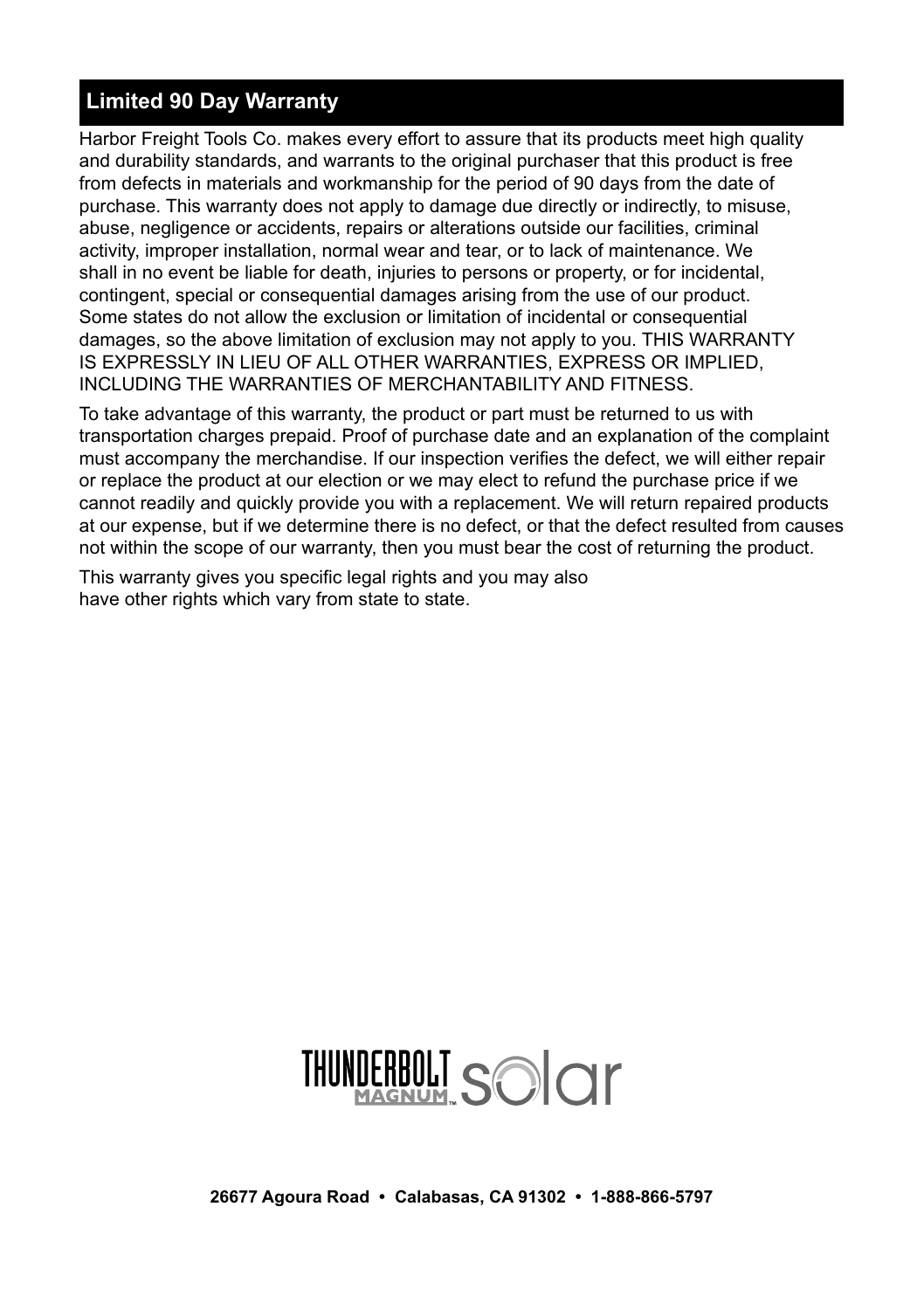## Limited 90 Day Warranty

Harbor Freight Tools Co. makes every effort to assure that its products meet high quality and durability standards, and warrants to the original purchaser that this product is free from defects in materials and workmanship for the period of 90 days from the date of purchase. This warranty does not apply to damage due directly or indirectly, to misuse, abuse, negligence or accidents, repairs or alterations outside our facilities, criminal activity, improper installation, normal wear and tear, or to lack of maintenance. We shall in no event be liable for death, injuries to persons or property, or for incidental, contingent, special or consequential damages arising from the use of our product. Some states do not allow the exclusion or limitation of incidental or consequential damages, so the above limitation of exclusion may not apply to you. THIS WARRANTY IS EXPRESSLY IN LIEU OF ALL OTHER WARRANTIES, EXPRESS OR IMPLIED, INCLUDING THE WARRANTIES OF MERCHANTABILITY AND FITNESS.

To take advantage of this warranty, the product or part must be returned to us with transportation charges prepaid. Proof of purchase date and an explanation of the complaint must accompany the merchandise. If our inspection verifies the defect, we will either repair or replace the product at our election or we may elect to refund the purchase price if we cannot readily and quickly provide you with a replacement. We will return repaired products at our expense, but if we determine there is no defect, or that the defect resulted from causes not within the scope of our warranty, then you must bear the cost of returning the product.

This warranty gives you specific legal rights and you may also have other rights which vary from state to state.

THUNDERBOLT MAGNUM™ solar

**26677 Agoura Road • Calabasas, CA 91302 • 1-888-866-5797**